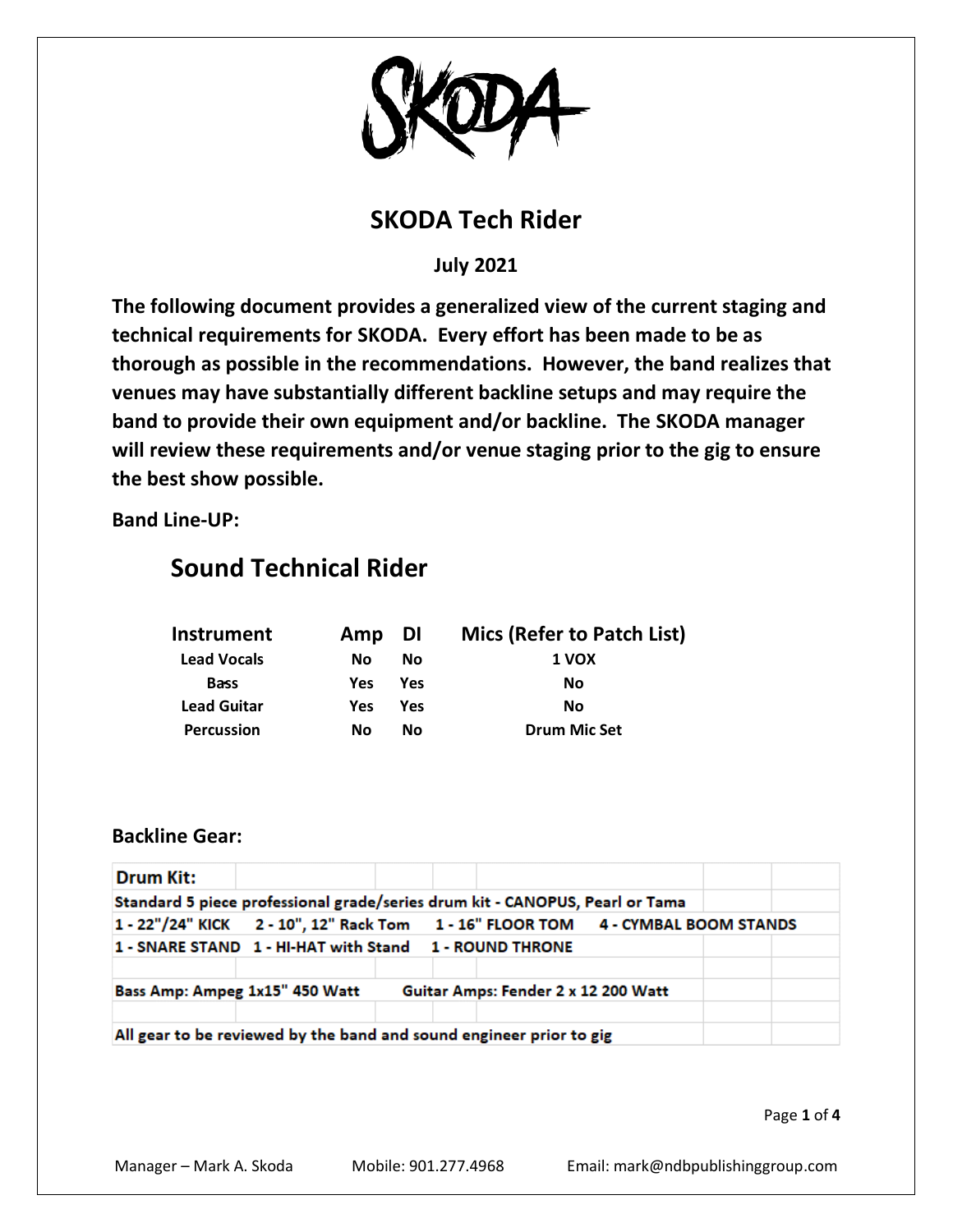# SKODA Tech Rider

**July 2021**

**The following document provides a generalized view of the current staging and technical requirements for SKODA. Every effort has been made to be as thorough as possible in the recommendations. However, the band realizes that venues may have substantially different backline setups and may require the band to provide their own equipment and/or backline. The SKODA manager will review these requirements and/or venue staging prior to the gig to ensure the best show possible.**

**Band Line-UP:**

## Sound Technical Rider

| Instrument | Amp | DI | Mics (Refer to Patch List) |
|---|---|---|---|
| Lead Vocals | No | No | 1 VOX |
| Bass | Yes | Yes | No |
| Lead Guitar | Yes | Yes | No |
| Percussion | No | No | Drum Mic Set |

**Backline Gear:**

| Drum Kit: | | | |
|---|---|---|---|
| Standard 5 piece professional grade/series drum kit - CANOPUS, Pearl or Tama | | | |
| 1 - 22"/24" KICK | 2 - 10", 12" Rack Tom | 1 - 16" FLOOR TOM | 4 - CYMBAL BOOM STANDS |
| 1 - SNARE STAND | 1 - HI-HAT with Stand | 1 - ROUND THRONE | |
| | | | |
| Bass Amp: Ampeg 1x15" 450 Watt | Guitar Amps: Fender 2 x 12 200 Watt | | |
| | | | |
| All gear to be reviewed by the band and sound engineer prior to gig | | | |

Manager – Mark A. Skoda Mobile: 901.277.4968 Email: mark@ndbpublishinggroup.com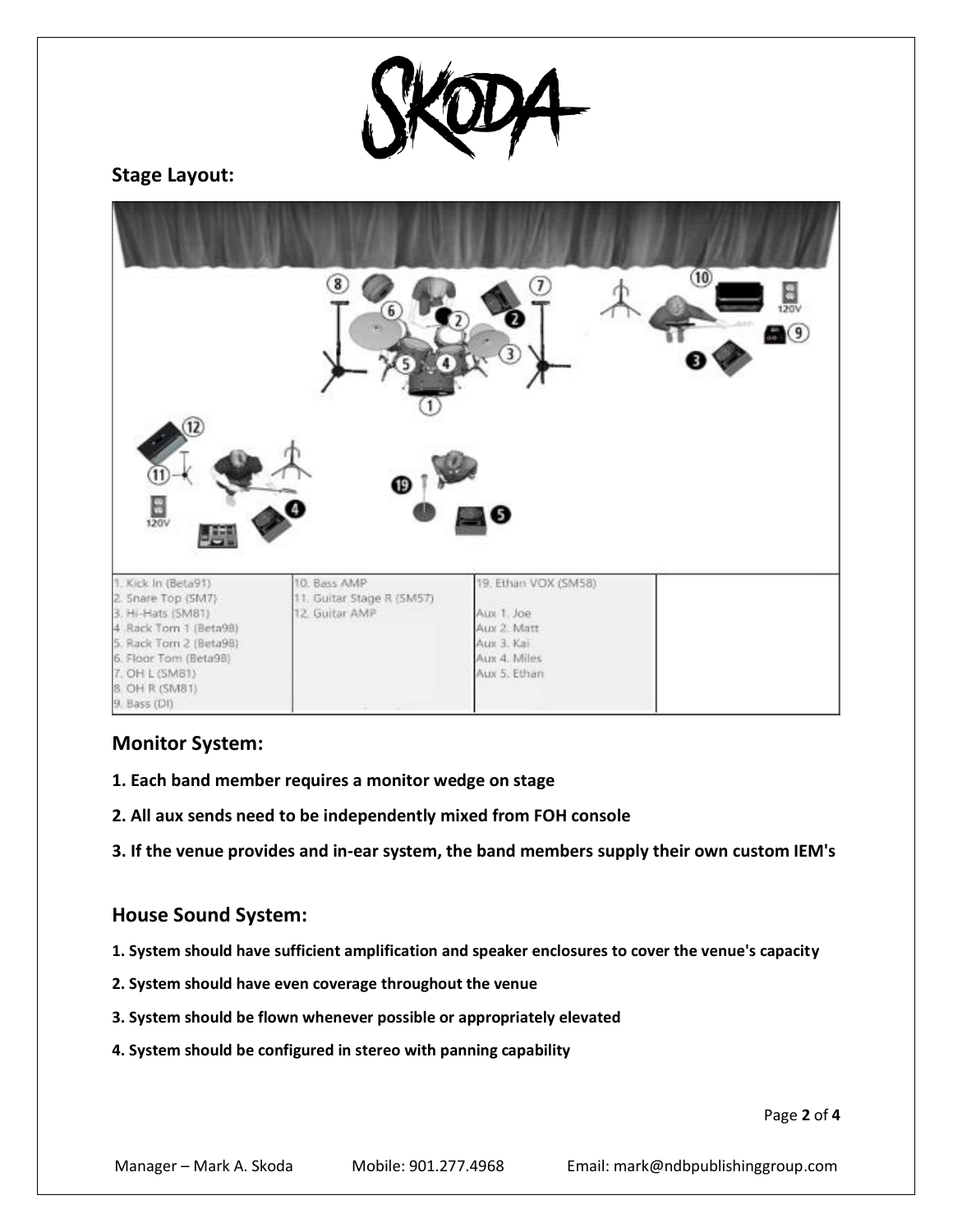## Stage Layout:

| | | | |
|---|---|---|---|
| 1. Kick In (Beta91)<br>2. Snare Top (SM7)<br>3. Hi-Hats (SM81)<br>4. Rack Tom 1 (Beta98)<br>5. Rack Tom 2 (Beta98)<br>6. Floor Tom (Beta98)<br>7. OH L (SM81)<br>8. OH R (SM81)<br>9. Bass (DI) | 10. Bass AMP<br>11. Guitar Stage R (SM57)<br>12. Guitar AMP | 19. Ethan VOX (SM58)<br><br>Aux 1. Joe<br>Aux 2. Matt<br>Aux 3. Kai<br>Aux 4. Miles<br>Aux 5. Ethan | |

## Monitor System:

**1. Each band member requires a monitor wedge on stage**

**2. All aux sends need to be independently mixed from FOH console**

**3. If the venue provides and in-ear system, the band members supply their own custom IEM's**

## House Sound System:

**1. System should have sufficient amplification and speaker enclosures to cover the venue's capacity**

**2. System should have even coverage throughout the venue**

**3. System should be flown whenever possible or appropriately elevated**

**4. System should be configured in stereo with panning capability**

Manager – Mark A. Skoda Mobile: 901.277.4968 Email: mark@ndbpublishinggroup.com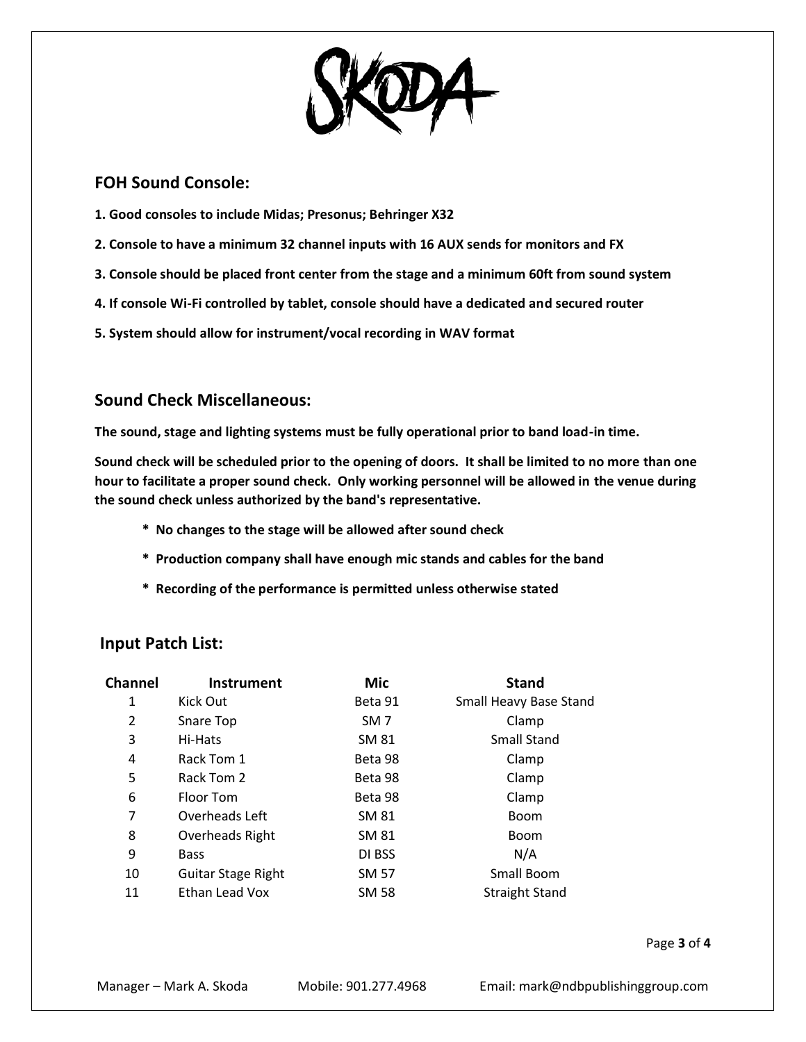## FOH Sound Console:

**1. Good consoles to include Midas; Presonus; Behringer X32**

**2. Console to have a minimum 32 channel inputs with 16 AUX sends for monitors and FX**

**3. Console should be placed front center from the stage and a minimum 60ft from sound system**

**4. If console Wi-Fi controlled by tablet, console should have a dedicated and secured router**

**5. System should allow for instrument/vocal recording in WAV format**

## Sound Check Miscellaneous:

**The sound, stage and lighting systems must be fully operational prior to band load-in time.**

**Sound check will be scheduled prior to the opening of doors. It shall be limited to no more than one hour to facilitate a proper sound check. Only working personnel will be allowed in the venue during the sound check unless authorized by the band's representative.**

- **No changes to the stage will be allowed after sound check**
- **Production company shall have enough mic stands and cables for the band**
- **Recording of the performance is permitted unless otherwise stated**

## Input Patch List:

| Channel | Instrument | Mic | Stand |
|---|---|---|---|
| 1 | Kick Out | Beta 91 | Small Heavy Base Stand |
| 2 | Snare Top | SM 7 | Clamp |
| 3 | Hi-Hats | SM 81 | Small Stand |
| 4 | Rack Tom 1 | Beta 98 | Clamp |
| 5 | Rack Tom 2 | Beta 98 | Clamp |
| 6 | Floor Tom | Beta 98 | Clamp |
| 7 | Overheads Left | SM 81 | Boom |
| 8 | Overheads Right | SM 81 | Boom |
| 9 | Bass | DI BSS | N/A |
| 10 | Guitar Stage Right | SM 57 | Small Boom |
| 11 | Ethan Lead Vox | SM 58 | Straight Stand |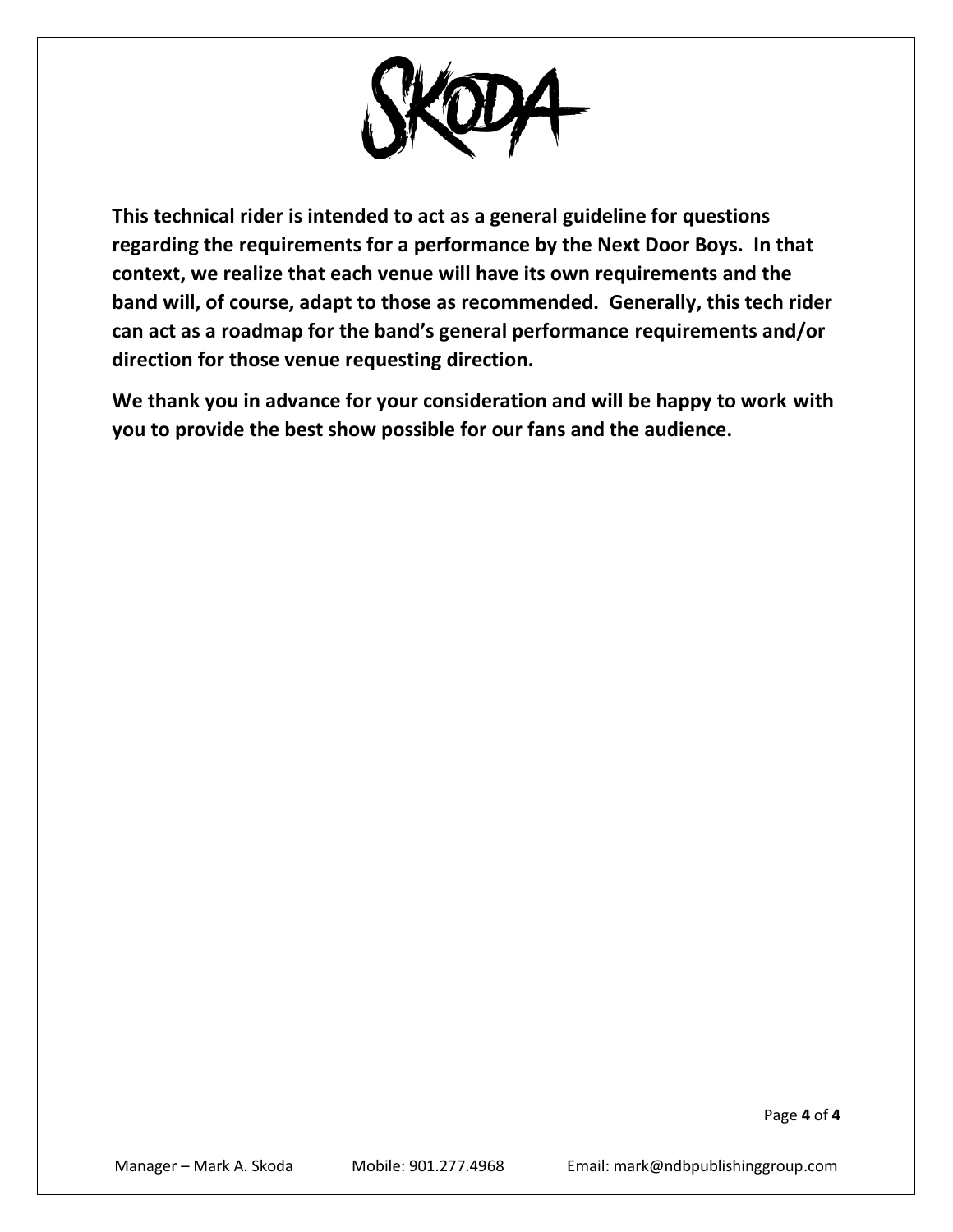**This technical rider is intended to act as a general guideline for questions regarding the requirements for a performance by the Next Door Boys. In that context, we realize that each venue will have its own requirements and the band will, of course, adapt to those as recommended. Generally, this tech rider can act as a roadmap for the band's general performance requirements and/or direction for those venue requesting direction.**

**We thank you in advance for your consideration and will be happy to work with you to provide the best show possible for our fans and the audience.**